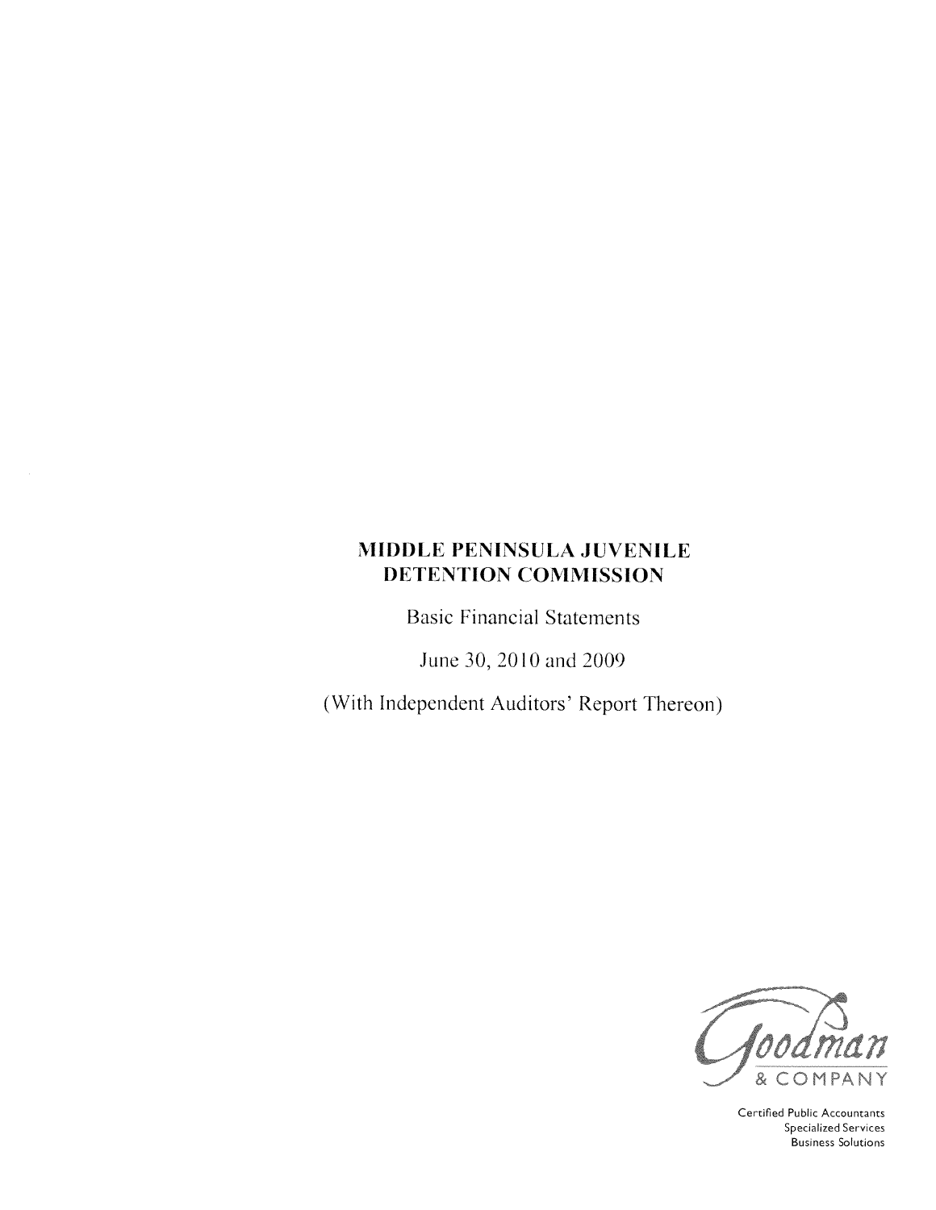# MIDDLE PENINSULA JUVENILE DETENTION COMMISSION

Basic Financial Statements

June 30, 2010 and 2009

(With Independent Auditors' Report Thereon)

Goodman & COMPANY

Certified Public Accountants
Specialized Services
Business Solutions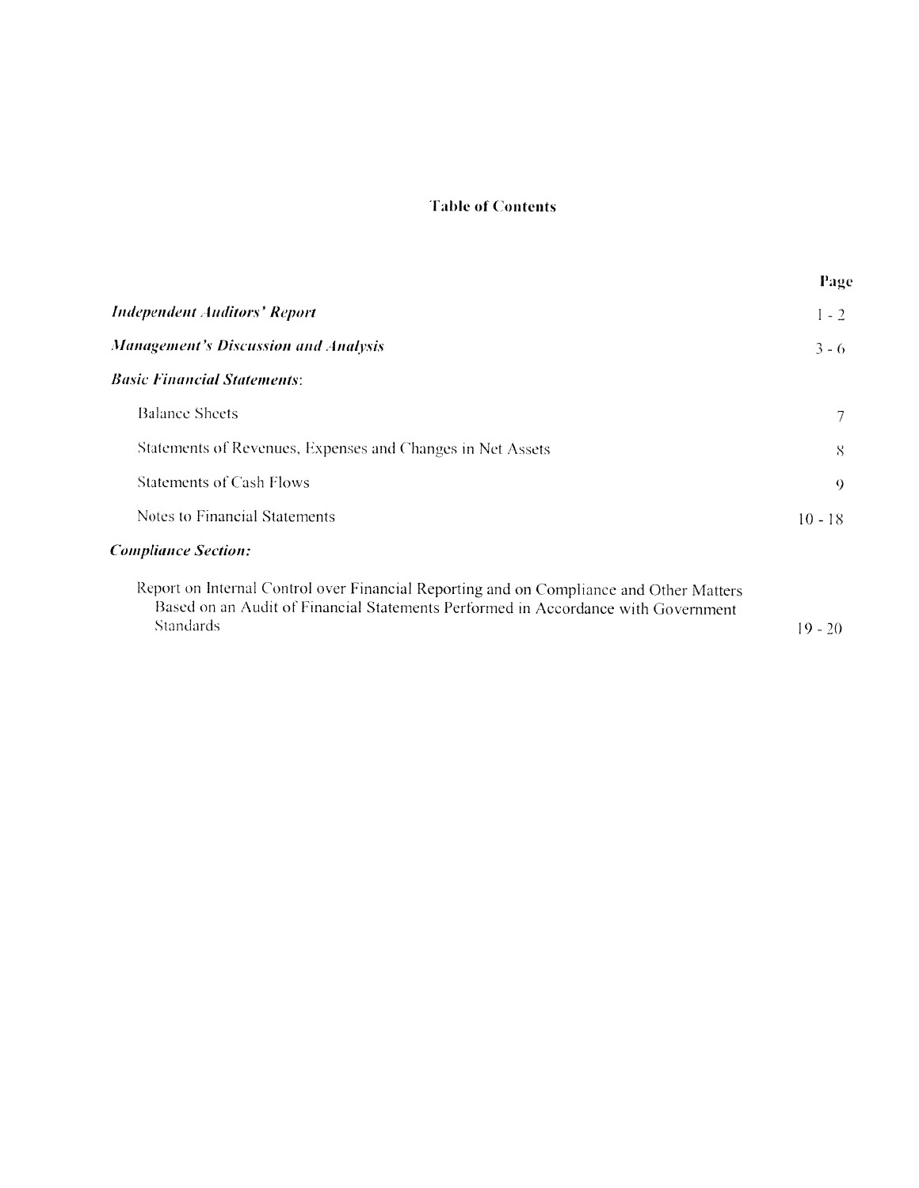# Table of Contents

| | Page |
|---|---|
| ***Independent Auditors' Report*** | 1 - 2 |
| ***Management's Discussion and Analysis*** | 3 - 6 |
| ***Basic Financial Statements:*** | |
| Balance Sheets | 7 |
| Statements of Revenues, Expenses and Changes in Net Assets | 8 |
| Statements of Cash Flows | 9 |
| Notes to Financial Statements | 10 - 18 |
| ***Compliance Section:*** | |
| Report on Internal Control over Financial Reporting and on Compliance and Other Matters Based on an Audit of Financial Statements Performed in Accordance with Government Standards | 19 - 20 |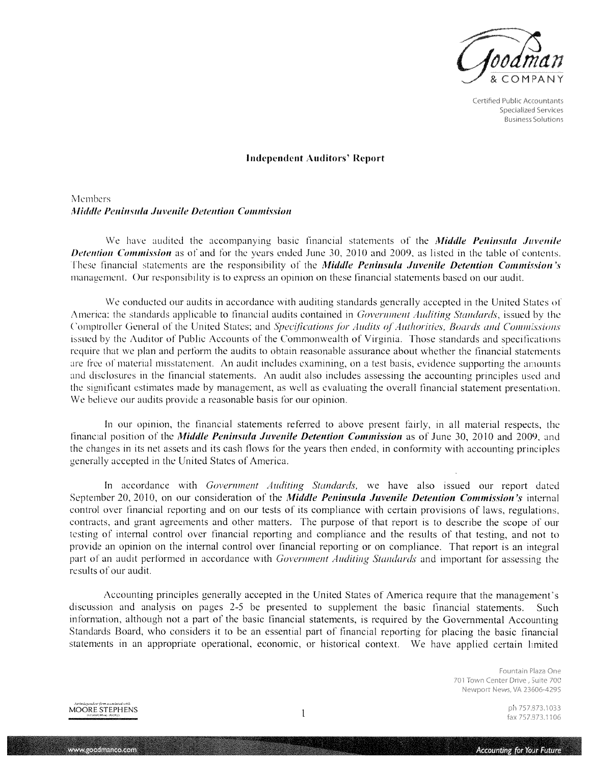Goodman & COMPANY

Certified Public Accountants
Specialized Services
Business Solutions

## Independent Auditors' Report

Members
***Middle Peninsula Juvenile Detention Commission***

We have audited the accompanying basic financial statements of the ***Middle Peninsula Juvenile Detention Commission*** as of and for the years ended June 30, 2010 and 2009, as listed in the table of contents. These financial statements are the responsibility of the ***Middle Peninsula Juvenile Detention Commission's*** management. Our responsibility is to express an opinion on these financial statements based on our audit.

We conducted our audits in accordance with auditing standards generally accepted in the United States of America; the standards applicable to financial audits contained in *Government Auditing Standards*, issued by the Comptroller General of the United States; and *Specifications for Audits of Authorities, Boards and Commissions* issued by the Auditor of Public Accounts of the Commonwealth of Virginia. Those standards and specifications require that we plan and perform the audits to obtain reasonable assurance about whether the financial statements are free of material misstatement. An audit includes examining, on a test basis, evidence supporting the amounts and disclosures in the financial statements. An audit also includes assessing the accounting principles used and the significant estimates made by management, as well as evaluating the overall financial statement presentation. We believe our audits provide a reasonable basis for our opinion.

In our opinion, the financial statements referred to above present fairly, in all material respects, the financial position of the ***Middle Peninsula Juvenile Detention Commission*** as of June 30, 2010 and 2009, and the changes in its net assets and its cash flows for the years then ended, in conformity with accounting principles generally accepted in the United States of America.

In accordance with *Government Auditing Standards,* we have also issued our report dated September 20, 2010, on our consideration of the ***Middle Peninsula Juvenile Detention Commission's*** internal control over financial reporting and on our tests of its compliance with certain provisions of laws, regulations, contracts, and grant agreements and other matters. The purpose of that report is to describe the scope of our testing of internal control over financial reporting and compliance and the results of that testing, and not to provide an opinion on the internal control over financial reporting or on compliance. That report is an integral part of an audit performed in accordance with *Government Auditing Standards* and important for assessing the results of our audit.

Accounting principles generally accepted in the United States of America require that the management's discussion and analysis on pages 2-5 be presented to supplement the basic financial statements. Such information, although not a part of the basic financial statements, is required by the Governmental Accounting Standards Board, who considers it to be an essential part of financial reporting for placing the basic financial statements in an appropriate operational, economic, or historical context. We have applied certain limited

Fountain Plaza One
701 Town Center Drive, Suite 700
Newport News, VA 23606-4295

ph 757.873.1033
fax 757.873.1106

An independent firm associated with MOORE STEPHENS

www.goodmanco.com

Accounting for Your Future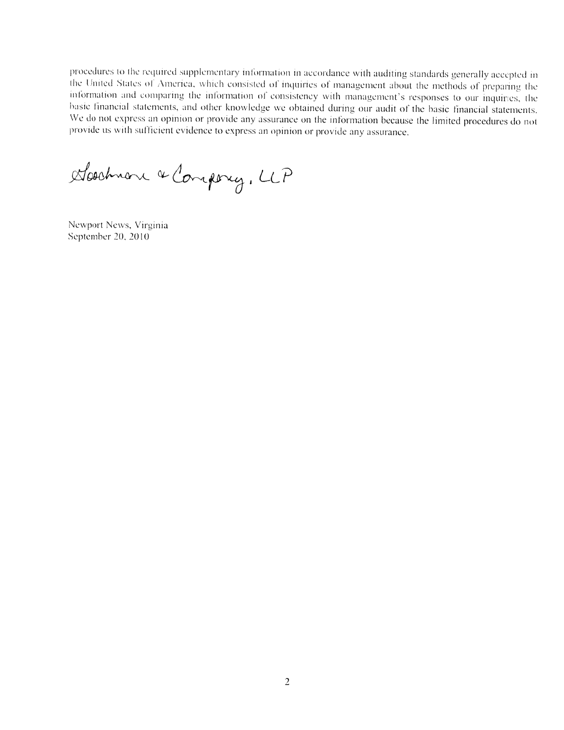procedures to the required supplementary information in accordance with auditing standards generally accepted in the United States of America, which consisted of inquiries of management about the methods of preparing the information and comparing the information of consistency with management's responses to our inquiries, the basic financial statements, and other knowledge we obtained during our audit of the basic financial statements. We do not express an opinion or provide any assurance on the information because the limited procedures do not provide us with sufficient evidence to express an opinion or provide any assurance.

Goodman & Company, LLP

Newport News, Virginia
September 20, 2010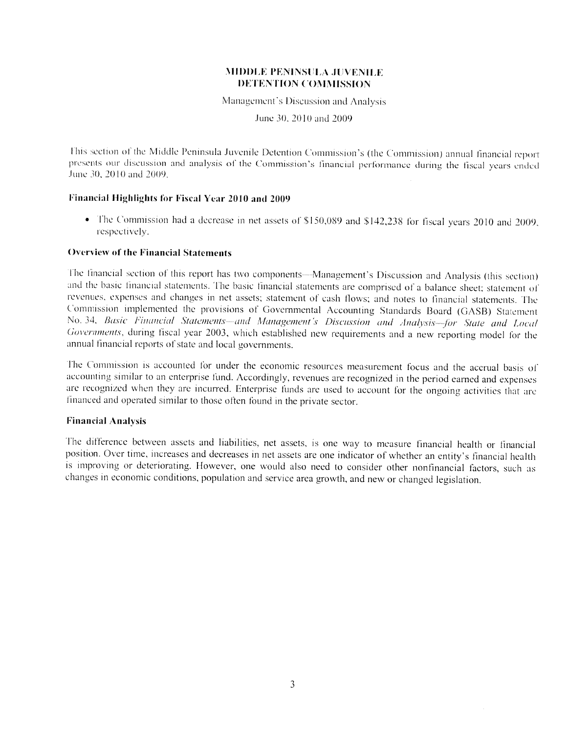# MIDDLE PENINSULA JUVENILE DETENTION COMMISSION

Management's Discussion and Analysis

June 30, 2010 and 2009

This section of the Middle Peninsula Juvenile Detention Commission's (the Commission) annual financial report presents our discussion and analysis of the Commission's financial performance during the fiscal years ended June 30, 2010 and 2009.

## Financial Highlights for Fiscal Year 2010 and 2009

- The Commission had a decrease in net assets of $150,089 and $142,238 for fiscal years 2010 and 2009, respectively.

## Overview of the Financial Statements

The financial section of this report has two components—Management's Discussion and Analysis (this section) and the basic financial statements. The basic financial statements are comprised of a balance sheet; statement of revenues, expenses and changes in net assets; statement of cash flows; and notes to financial statements. The Commission implemented the provisions of Governmental Accounting Standards Board (GASB) Statement No. 34, *Basic Financial Statements—and Management's Discussion and Analysis—for State and Local Governments*, during fiscal year 2003, which established new requirements and a new reporting model for the annual financial reports of state and local governments.

The Commission is accounted for under the economic resources measurement focus and the accrual basis of accounting similar to an enterprise fund. Accordingly, revenues are recognized in the period earned and expenses are recognized when they are incurred. Enterprise funds are used to account for the ongoing activities that are financed and operated similar to those often found in the private sector.

## Financial Analysis

The difference between assets and liabilities, net assets, is one way to measure financial health or financial position. Over time, increases and decreases in net assets are one indicator of whether an entity's financial health is improving or deteriorating. However, one would also need to consider other nonfinancial factors, such as changes in economic conditions, population and service area growth, and new or changed legislation.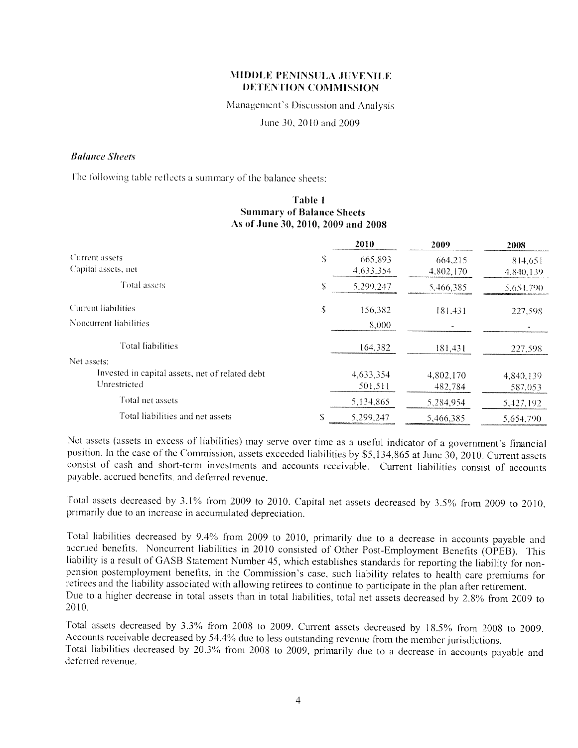**MIDDLE PENINSULA JUVENILE DETENTION COMMISSION**

Management's Discussion and Analysis

June 30, 2010 and 2009

### *Balance Sheets*

The following table reflects a summary of the balance sheets:

**Table 1**
**Summary of Balance Sheets**
**As of June 30, 2010, 2009 and 2008**

| | | 2010 | 2009 | 2008 |
|---|---|---|---|---|
| Current assets | $ | 665,893 | 664,215 | 814,651 |
| Capital assets, net | | 4,633,354 | 4,802,170 | 4,840,139 |
| Total assets | $ | 5,299,247 | 5,466,385 | 5,654,790 |
| Current liabilities | $ | 156,382 | 181,431 | 227,598 |
| Noncurrent liabilities | | 8,000 | - | - |
| Total liabilities | | 164,382 | 181,431 | 227,598 |
| Net assets: | | | | |
| Invested in capital assets, net of related debt | | 4,633,354 | 4,802,170 | 4,840,139 |
| Unrestricted | | 501,511 | 482,784 | 587,053 |
| Total net assets | | 5,134,865 | 5,284,954 | 5,427,192 |
| Total liabilities and net assets | $ | 5,299,247 | 5,466,385 | 5,654,790 |

Net assets (assets in excess of liabilities) may serve over time as a useful indicator of a government's financial position. In the case of the Commission, assets exceeded liabilities by $5,134,865 at June 30, 2010. Current assets consist of cash and short-term investments and accounts receivable. Current liabilities consist of accounts payable, accrued benefits, and deferred revenue.

Total assets decreased by 3.1% from 2009 to 2010. Capital net assets decreased by 3.5% from 2009 to 2010, primarily due to an increase in accumulated depreciation.

Total liabilities decreased by 9.4% from 2009 to 2010, primarily due to a decrease in accounts payable and accrued benefits. Noncurrent liabilities in 2010 consisted of Other Post-Employment Benefits (OPEB). This liability is a result of GASB Statement Number 45, which establishes standards for reporting the liability for non-pension postemployment benefits, in the Commission's case, such liability relates to health care premiums for retirees and the liability associated with allowing retirees to continue to participate in the plan after retirement. Due to a higher decrease in total assets than in total liabilities, total net assets decreased by 2.8% from 2009 to 2010.

Total assets decreased by 3.3% from 2008 to 2009. Current assets decreased by 18.5% from 2008 to 2009. Accounts receivable decreased by 54.4% due to less outstanding revenue from the member jurisdictions. Total liabilities decreased by 20.3% from 2008 to 2009, primarily due to a decrease in accounts payable and deferred revenue.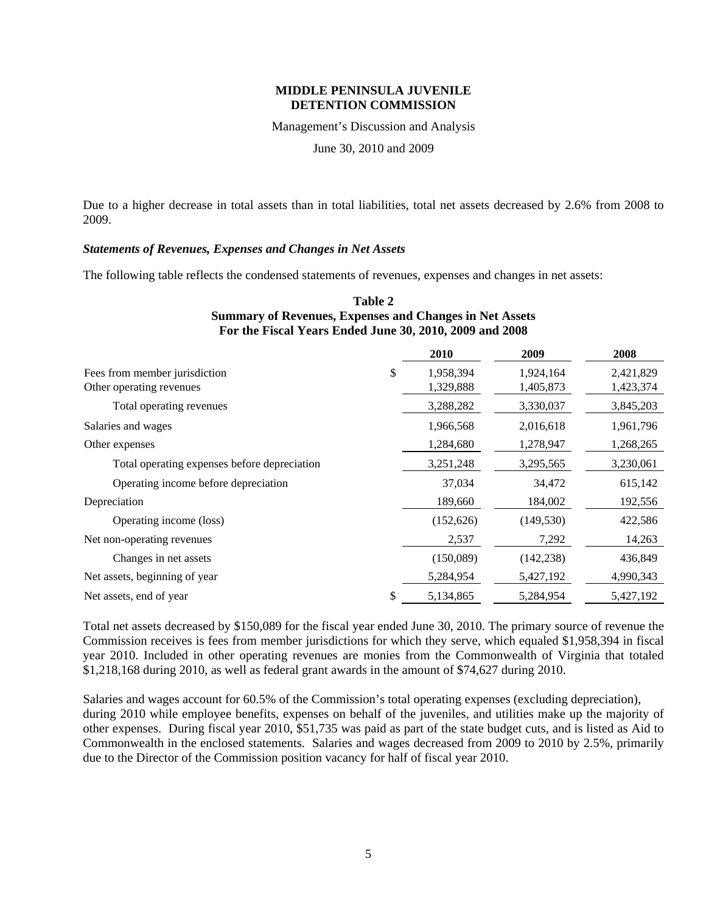**MIDDLE PENINSULA JUVENILE DETENTION COMMISSION**

Management's Discussion and Analysis

June 30, 2010 and 2009

Due to a higher decrease in total assets than in total liabilities, total net assets decreased by 2.6% from 2008 to 2009.

***Statements of Revenues, Expenses and Changes in Net Assets***

The following table reflects the condensed statements of revenues, expenses and changes in net assets:

**Table 2**
**Summary of Revenues, Expenses and Changes in Net Assets**
**For the Fiscal Years Ended June 30, 2010, 2009 and 2008**

| | | 2010 | 2009 | 2008 |
|---|---|---|---|---|
| Fees from member jurisdiction | $ | 1,958,394 | 1,924,164 | 2,421,829 |
| Other operating revenues | | 1,329,888 | 1,405,873 | 1,423,374 |
| Total operating revenues | | 3,288,282 | 3,330,037 | 3,845,203 |
| Salaries and wages | | 1,966,568 | 2,016,618 | 1,961,796 |
| Other expenses | | 1,284,680 | 1,278,947 | 1,268,265 |
| Total operating expenses before depreciation | | 3,251,248 | 3,295,565 | 3,230,061 |
| Operating income before depreciation | | 37,034 | 34,472 | 615,142 |
| Depreciation | | 189,660 | 184,002 | 192,556 |
| Operating income (loss) | | (152,626) | (149,530) | 422,586 |
| Net non-operating revenues | | 2,537 | 7,292 | 14,263 |
| Changes in net assets | | (150,089) | (142,238) | 436,849 |
| Net assets, beginning of year | | 5,284,954 | 5,427,192 | 4,990,343 |
| Net assets, end of year | $ | 5,134,865 | 5,284,954 | 5,427,192 |

Total net assets decreased by $150,089 for the fiscal year ended June 30, 2010. The primary source of revenue the Commission receives is fees from member jurisdictions for which they serve, which equaled $1,958,394 in fiscal year 2010. Included in other operating revenues are monies from the Commonwealth of Virginia that totaled $1,218,168 during 2010, as well as federal grant awards in the amount of $74,627 during 2010.

Salaries and wages account for 60.5% of the Commission's total operating expenses (excluding depreciation), during 2010 while employee benefits, expenses on behalf of the juveniles, and utilities make up the majority of other expenses. During fiscal year 2010, $51,735 was paid as part of the state budget cuts, and is listed as Aid to Commonwealth in the enclosed statements. Salaries and wages decreased from 2009 to 2010 by 2.5%, primarily due to the Director of the Commission position vacancy for half of fiscal year 2010.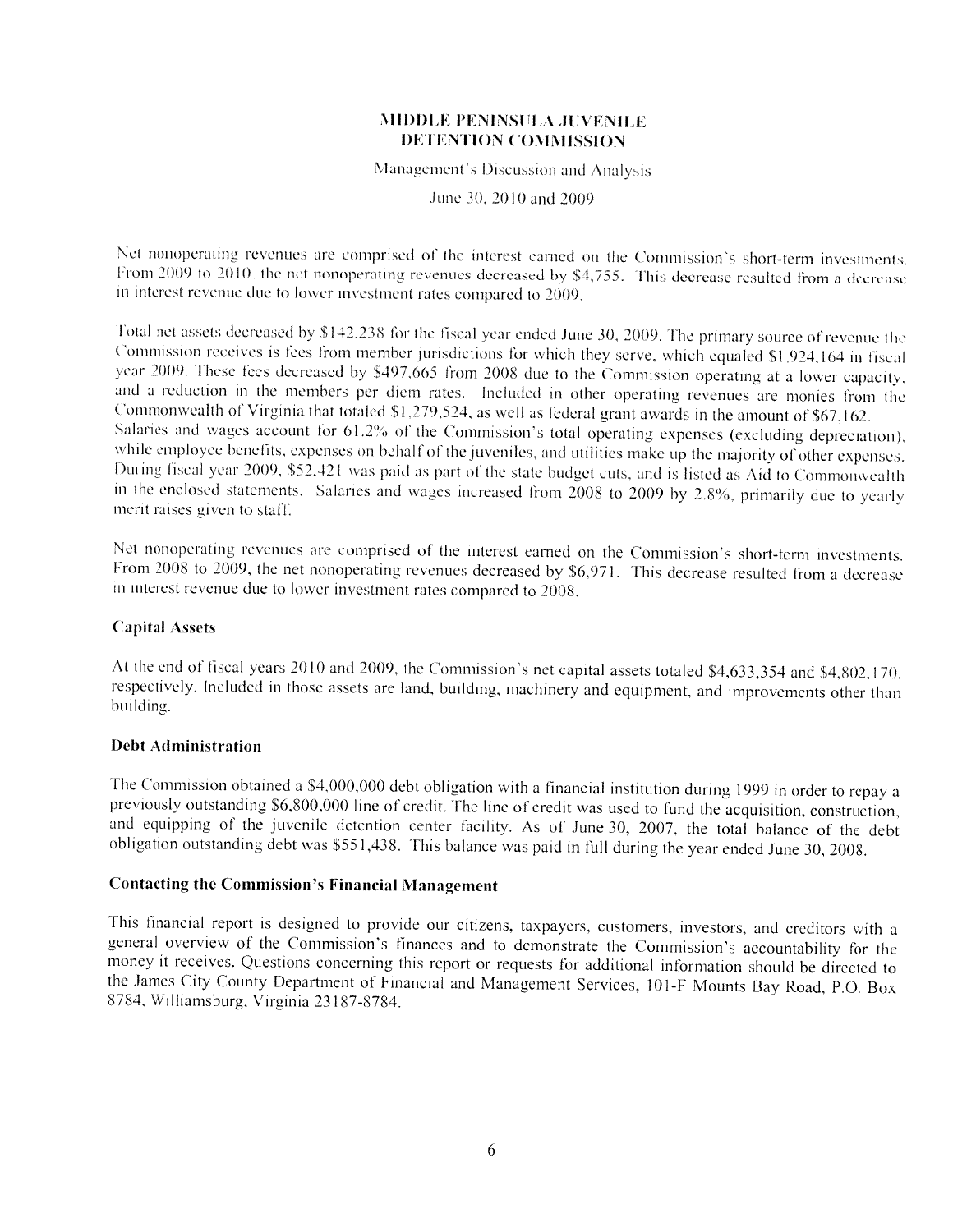Net nonoperating revenues are comprised of the interest earned on the Commission's short-term investments. From 2009 to 2010, the net nonoperating revenues decreased by $4,755. This decrease resulted from a decrease in interest revenue due to lower investment rates compared to 2009.

Total net assets decreased by $142,238 for the fiscal year ended June 30, 2009. The primary source of revenue the Commission receives is fees from member jurisdictions for which they serve, which equaled $1,924,164 in fiscal year 2009. These fees decreased by $497,665 from 2008 due to the Commission operating at a lower capacity, and a reduction in the members per diem rates. Included in other operating revenues are monies from the Commonwealth of Virginia that totaled $1,279,524, as well as federal grant awards in the amount of $67,162. Salaries and wages account for 61.2% of the Commission's total operating expenses (excluding depreciation), while employee benefits, expenses on behalf of the juveniles, and utilities make up the majority of other expenses. During fiscal year 2009, $52,421 was paid as part of the state budget cuts, and is listed as Aid to Commonwealth in the enclosed statements. Salaries and wages increased from 2008 to 2009 by 2.8%, primarily due to yearly merit raises given to staff.

Net nonoperating revenues are comprised of the interest earned on the Commission's short-term investments. From 2008 to 2009, the net nonoperating revenues decreased by $6,971. This decrease resulted from a decrease in interest revenue due to lower investment rates compared to 2008.

### Capital Assets

At the end of fiscal years 2010 and 2009, the Commission's net capital assets totaled $4,633,354 and $4,802,170, respectively. Included in those assets are land, building, machinery and equipment, and improvements other than building.

### Debt Administration

The Commission obtained a $4,000,000 debt obligation with a financial institution during 1999 in order to repay a previously outstanding $6,800,000 line of credit. The line of credit was used to fund the acquisition, construction, and equipping of the juvenile detention center facility. As of June 30, 2007, the total balance of the debt obligation outstanding debt was $551,438. This balance was paid in full during the year ended June 30, 2008.

### Contacting the Commission's Financial Management

This financial report is designed to provide our citizens, taxpayers, customers, investors, and creditors with a general overview of the Commission's finances and to demonstrate the Commission's accountability for the money it receives. Questions concerning this report or requests for additional information should be directed to the James City County Department of Financial and Management Services, 101-F Mounts Bay Road, P.O. Box 8784, Williamsburg, Virginia 23187-8784.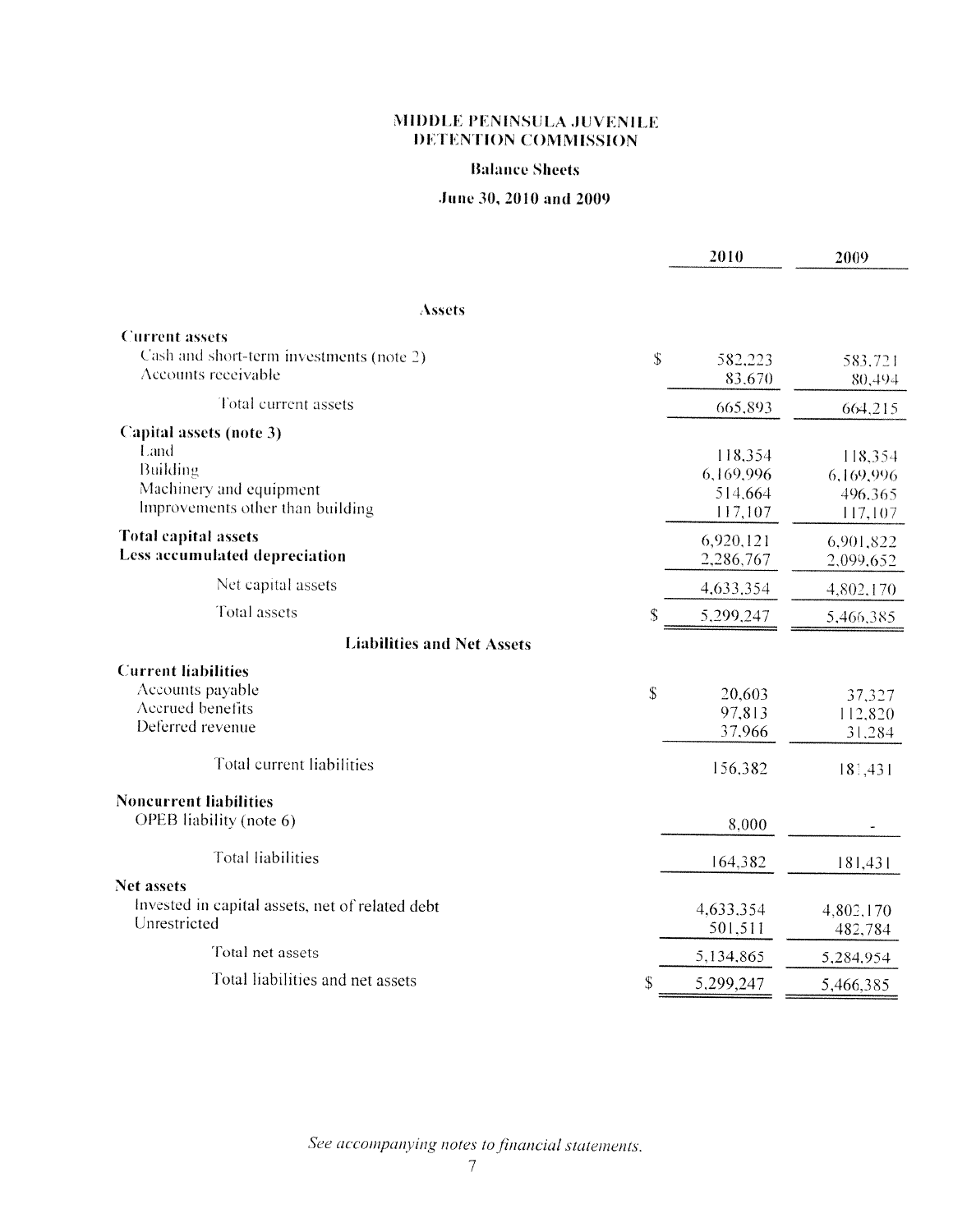# MIDDLE PENINSULA JUVENILE DETENTION COMMISSION

## Balance Sheets

### June 30, 2010 and 2009

| | | 2010 | 2009 |
|---|---|---|---|
| **Assets** | | | |
| **Current assets** | | | |
| Cash and short-term investments (note 2) | $ | 582,223 | 583,721 |
| Accounts receivable | | 83,670 | 80,494 |
| Total current assets | | 665,893 | 664,215 |
| **Capital assets (note 3)** | | | |
| Land | | 118,354 | 118,354 |
| Building | | 6,169,996 | 6,169,996 |
| Machinery and equipment | | 514,664 | 496,365 |
| Improvements other than building | | 117,107 | 117,107 |
| **Total capital assets** | | 6,920,121 | 6,901,822 |
| **Less accumulated depreciation** | | 2,286,767 | 2,099,652 |
| Net capital assets | | 4,633,354 | 4,802,170 |
| Total assets | $ | 5,299,247 | 5,466,385 |
| **Liabilities and Net Assets** | | | |
| **Current liabilities** | | | |
| Accounts payable | $ | 20,603 | 37,327 |
| Accrued benefits | | 97,813 | 112,820 |
| Deferred revenue | | 37,966 | 31,284 |
| Total current liabilities | | 156,382 | 181,431 |
| **Noncurrent liabilities** | | | |
| OPEB liability (note 6) | | 8,000 | - |
| Total liabilities | | 164,382 | 181,431 |
| **Net assets** | | | |
| Invested in capital assets, net of related debt | | 4,633,354 | 4,802,170 |
| Unrestricted | | 501,511 | 482,784 |
| Total net assets | | 5,134,865 | 5,284,954 |
| Total liabilities and net assets | $ | 5,299,247 | 5,466,385 |

*See accompanying notes to financial statements.*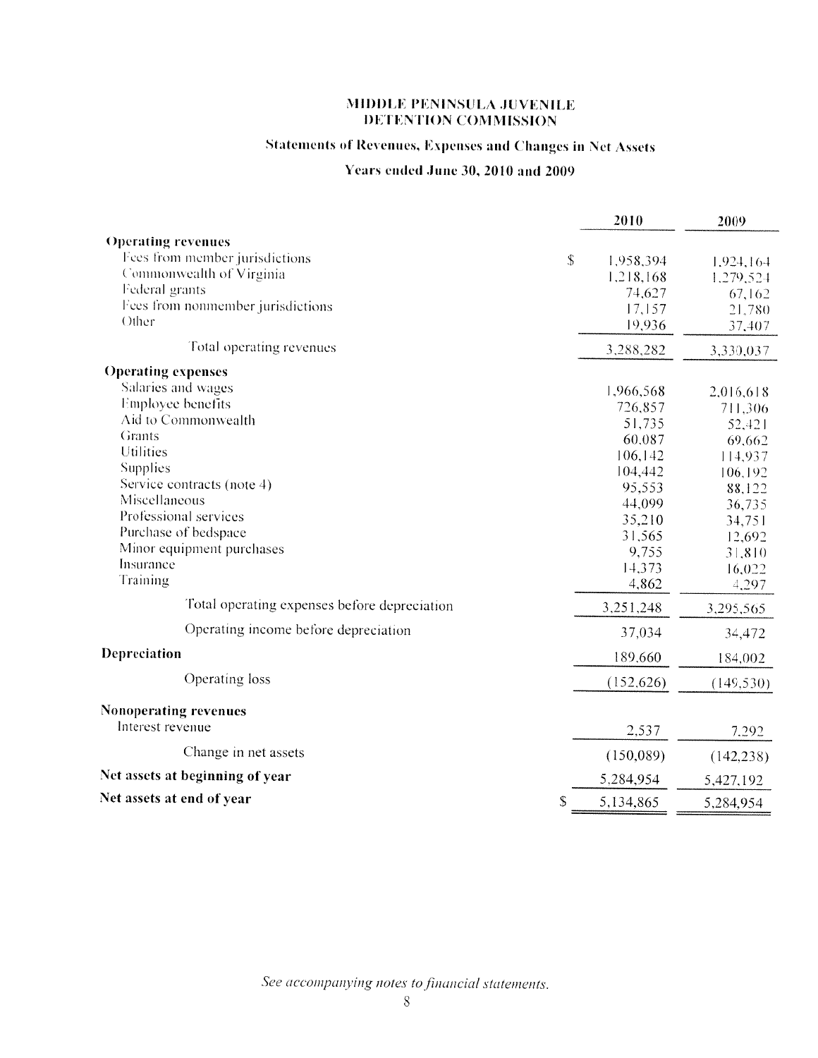# MIDDLE PENINSULA JUVENILE DETENTION COMMISSION

## Statements of Revenues, Expenses and Changes in Net Assets

### Years ended June 30, 2010 and 2009

| | 2010 | 2009 |
|---|---|---|
| **Operating revenues** | | |
| Fees from member jurisdictions | $ 1,958,394 | 1,924,164 |
| Commonwealth of Virginia | 1,218,168 | 1,279,524 |
| Federal grants | 74,627 | 67,162 |
| Fees from nonmember jurisdictions | 17,157 | 21,780 |
| Other | 19,936 | 37,407 |
| Total operating revenues | 3,288,282 | 3,330,037 |
| **Operating expenses** | | |
| Salaries and wages | 1,966,568 | 2,016,618 |
| Employee benefits | 726,857 | 711,306 |
| Aid to Commonwealth | 51,735 | 52,421 |
| Grants | 60,087 | 69,662 |
| Utilities | 106,142 | 114,937 |
| Supplies | 104,442 | 106,192 |
| Service contracts (note 4) | 95,553 | 88,122 |
| Miscellaneous | 44,099 | 36,735 |
| Professional services | 35,210 | 34,751 |
| Purchase of bedspace | 31,565 | 12,692 |
| Minor equipment purchases | 9,755 | 31,810 |
| Insurance | 14,373 | 16,022 |
| Training | 4,862 | 4,297 |
| Total operating expenses before depreciation | 3,251,248 | 3,295,565 |
| Operating income before depreciation | 37,034 | 34,472 |
| **Depreciation** | 189,660 | 184,002 |
| Operating loss | (152,626) | (149,530) |
| **Nonoperating revenues** | | |
| Interest revenue | 2,537 | 7,292 |
| Change in net assets | (150,089) | (142,238) |
| **Net assets at beginning of year** | 5,284,954 | 5,427,192 |
| **Net assets at end of year** | $ 5,134,865 | 5,284,954 |

*See accompanying notes to financial statements.*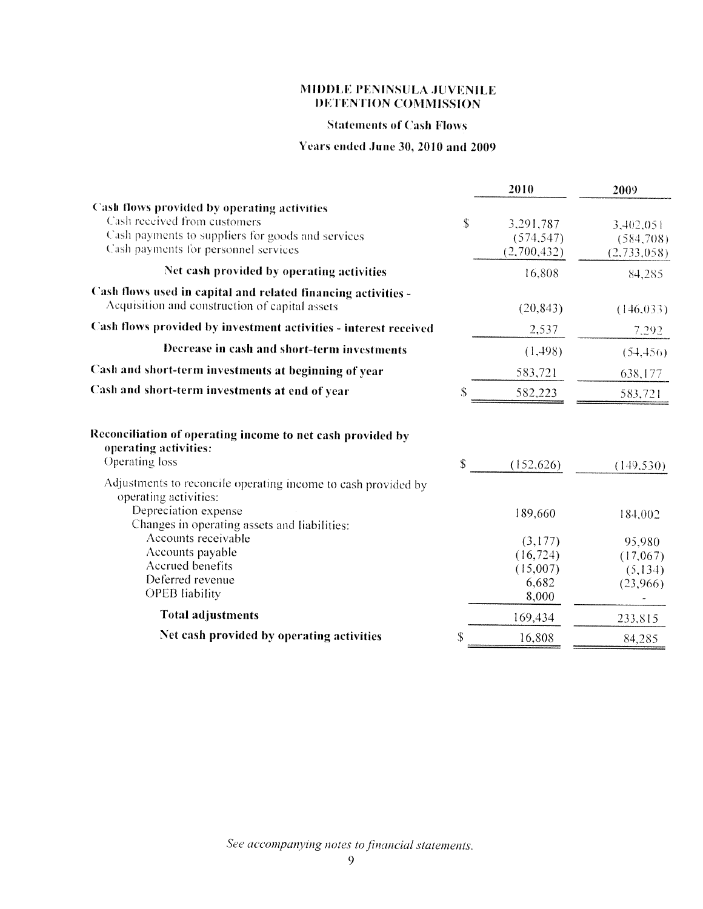# MIDDLE PENINSULA JUVENILE DETENTION COMMISSION

## Statements of Cash Flows

### Years ended June 30, 2010 and 2009

| | 2010 | 2009 |
|---|---|---|
| **Cash flows provided by operating activities** | | |
| Cash received from customers | $ 3,291,787 | 3,402,051 |
| Cash payments to suppliers for goods and services | (574,547) | (584,708) |
| Cash payments for personnel services | (2,700,432) | (2,733,058) |
| **Net cash provided by operating activities** | 16,808 | 84,285 |
| **Cash flows used in capital and related financing activities -** Acquisition and construction of capital assets | (20,843) | (146,033) |
| **Cash flows provided by investment activities - interest received** | 2,537 | 7,292 |
| **Decrease in cash and short-term investments** | (1,498) | (54,456) |
| **Cash and short-term investments at beginning of year** | 583,721 | 638,177 |
| **Cash and short-term investments at end of year** | $ 582,223 | 583,721 |
| | | |
| **Reconciliation of operating income to net cash provided by operating activities:** | | |
| Operating loss | $ (152,626) | (149,530) |
| Adjustments to reconcile operating income to cash provided by operating activities: | | |
| Depreciation expense | 189,660 | 184,002 |
| Changes in operating assets and liabilities: | | |
| Accounts receivable | (3,177) | 95,980 |
| Accounts payable | (16,724) | (17,067) |
| Accrued benefits | (15,007) | (5,134) |
| Deferred revenue | 6,682 | (23,966) |
| OPEB liability | 8,000 | - |
| **Total adjustments** | 169,434 | 233,815 |
| **Net cash provided by operating activities** | $ 16,808 | 84,285 |

*See accompanying notes to financial statements.*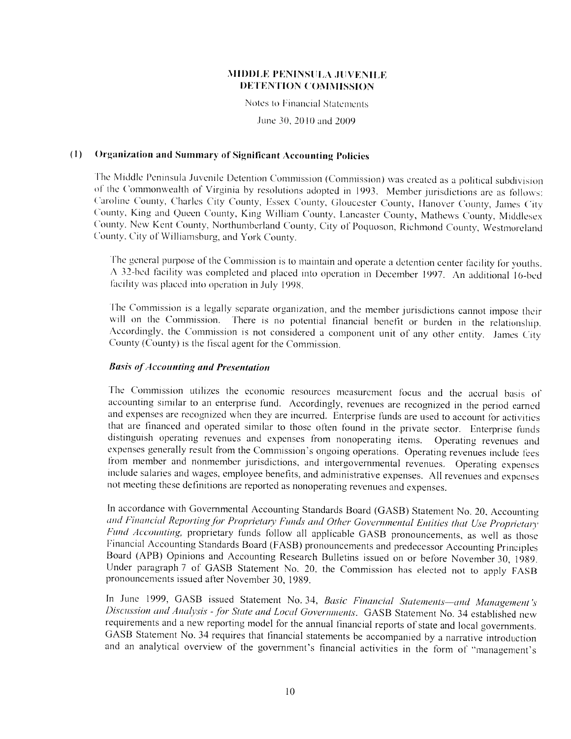# MIDDLE PENINSULA JUVENILE DETENTION COMMISSION

Notes to Financial Statements

June 30, 2010 and 2009

## (1) Organization and Summary of Significant Accounting Policies

The Middle Peninsula Juvenile Detention Commission (Commission) was created as a political subdivision of the Commonwealth of Virginia by resolutions adopted in 1993. Member jurisdictions are as follows: Caroline County, Charles City County, Essex County, Gloucester County, Hanover County, James City County, King and Queen County, King William County, Lancaster County, Mathews County, Middlesex County, New Kent County, Northumberland County, City of Poquoson, Richmond County, Westmoreland County, City of Williamsburg, and York County.

The general purpose of the Commission is to maintain and operate a detention center facility for youths. A 32-bed facility was completed and placed into operation in December 1997. An additional 16-bed facility was placed into operation in July 1998.

The Commission is a legally separate organization, and the member jurisdictions cannot impose their will on the Commission. There is no potential financial benefit or burden in the relationship. Accordingly, the Commission is not considered a component unit of any other entity. James City County (County) is the fiscal agent for the Commission.

### *Basis of Accounting and Presentation*

The Commission utilizes the economic resources measurement focus and the accrual basis of accounting similar to an enterprise fund. Accordingly, revenues are recognized in the period earned and expenses are recognized when they are incurred. Enterprise funds are used to account for activities that are financed and operated similar to those often found in the private sector. Enterprise funds distinguish operating revenues and expenses from nonoperating items. Operating revenues and expenses generally result from the Commission's ongoing operations. Operating revenues include fees from member and nonmember jurisdictions, and intergovernmental revenues. Operating expenses include salaries and wages, employee benefits, and administrative expenses. All revenues and expenses not meeting these definitions are reported as nonoperating revenues and expenses.

In accordance with Governmental Accounting Standards Board (GASB) Statement No. 20, *Accounting and Financial Reporting for Proprietary Funds and Other Governmental Entities that Use Proprietary Fund Accounting,* proprietary funds follow all applicable GASB pronouncements, as well as those Financial Accounting Standards Board (FASB) pronouncements and predecessor Accounting Principles Board (APB) Opinions and Accounting Research Bulletins issued on or before November 30, 1989. Under paragraph 7 of GASB Statement No. 20, the Commission has elected not to apply FASB pronouncements issued after November 30, 1989.

In June 1999, GASB issued Statement No. 34, *Basic Financial Statements—and Management's Discussion and Analysis - for State and Local Governments.* GASB Statement No. 34 established new requirements and a new reporting model for the annual financial reports of state and local governments. GASB Statement No. 34 requires that financial statements be accompanied by a narrative introduction and an analytical overview of the government's financial activities in the form of "management's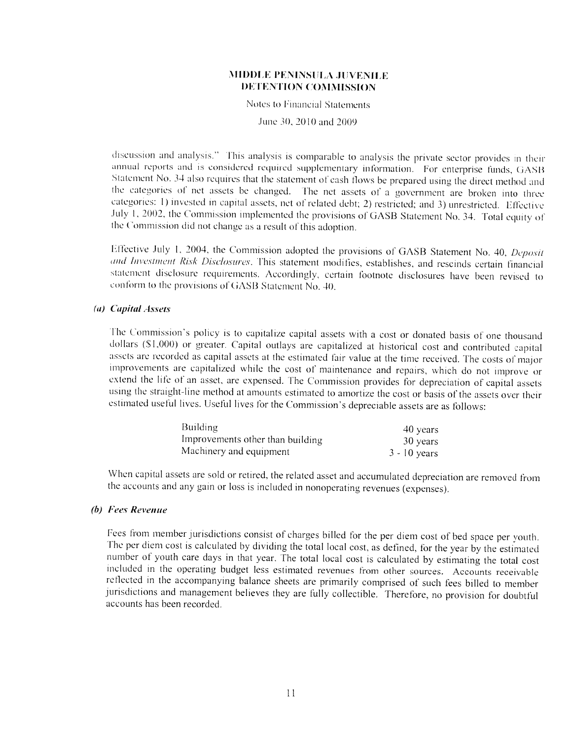discussion and analysis." This analysis is comparable to analysis the private sector provides in their annual reports and is considered required supplementary information. For enterprise funds, GASB Statement No. 34 also requires that the statement of cash flows be prepared using the direct method and the categories of net assets be changed. The net assets of a government are broken into three categories: 1) invested in capital assets, net of related debt; 2) restricted; and 3) unrestricted. Effective July 1, 2002, the Commission implemented the provisions of GASB Statement No. 34. Total equity of the Commission did not change as a result of this adoption.

Effective July 1, 2004, the Commission adopted the provisions of GASB Statement No. 40, *Deposit and Investment Risk Disclosures*. This statement modifies, establishes, and rescinds certain financial statement disclosure requirements. Accordingly, certain footnote disclosures have been revised to conform to the provisions of GASB Statement No. 40.

### *(a) Capital Assets*

The Commission's policy is to capitalize capital assets with a cost or donated basis of one thousand dollars ($1,000) or greater. Capital outlays are capitalized at historical cost and contributed capital assets are recorded as capital assets at the estimated fair value at the time received. The costs of major improvements are capitalized while the cost of maintenance and repairs, which do not improve or extend the life of an asset, are expensed. The Commission provides for depreciation of capital assets using the straight-line method at amounts estimated to amortize the cost or basis of the assets over their estimated useful lives. Useful lives for the Commission's depreciable assets are as follows:

| | |
|---|---|
| Building | 40 years |
| Improvements other than building | 30 years |
| Machinery and equipment | 3 - 10 years |

When capital assets are sold or retired, the related asset and accumulated depreciation are removed from the accounts and any gain or loss is included in nonoperating revenues (expenses).

### *(b) Fees Revenue*

Fees from member jurisdictions consist of charges billed for the per diem cost of bed space per youth. The per diem cost is calculated by dividing the total local cost, as defined, for the year by the estimated number of youth care days in that year. The total local cost is calculated by estimating the total cost included in the operating budget less estimated revenues from other sources. Accounts receivable reflected in the accompanying balance sheets are primarily comprised of such fees billed to member jurisdictions and management believes they are fully collectible. Therefore, no provision for doubtful accounts has been recorded.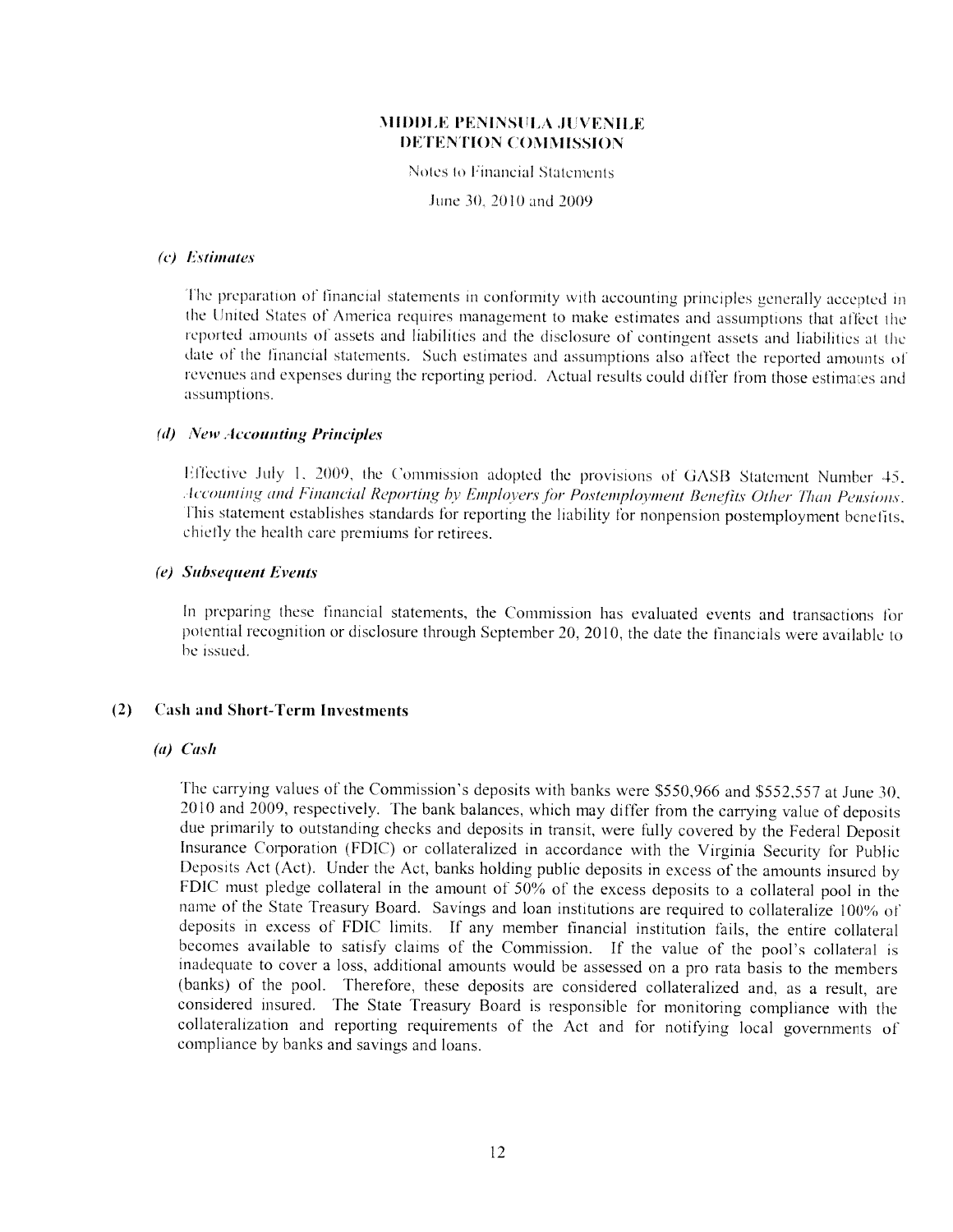# MIDDLE PENINSULA JUVENILE DETENTION COMMISSION

Notes to Financial Statements

June 30, 2010 and 2009

### *(c) Estimates*

The preparation of financial statements in conformity with accounting principles generally accepted in the United States of America requires management to make estimates and assumptions that affect the reported amounts of assets and liabilities and the disclosure of contingent assets and liabilities at the date of the financial statements. Such estimates and assumptions also affect the reported amounts of revenues and expenses during the reporting period. Actual results could differ from those estimates and assumptions.

### *(d) New Accounting Principles*

Effective July 1, 2009, the Commission adopted the provisions of GASB Statement Number 45, *Accounting and Financial Reporting by Employers for Postemployment Benefits Other Than Pensions*. This statement establishes standards for reporting the liability for nonpension postemployment benefits, chiefly the health care premiums for retirees.

### *(e) Subsequent Events*

In preparing these financial statements, the Commission has evaluated events and transactions for potential recognition or disclosure through September 20, 2010, the date the financials were available to be issued.

## (2) Cash and Short-Term Investments

### *(a) Cash*

The carrying values of the Commission's deposits with banks were $550,966 and $552,557 at June 30, 2010 and 2009, respectively. The bank balances, which may differ from the carrying value of deposits due primarily to outstanding checks and deposits in transit, were fully covered by the Federal Deposit Insurance Corporation (FDIC) or collateralized in accordance with the Virginia Security for Public Deposits Act (Act). Under the Act, banks holding public deposits in excess of the amounts insured by FDIC must pledge collateral in the amount of 50% of the excess deposits to a collateral pool in the name of the State Treasury Board. Savings and loan institutions are required to collateralize 100% of deposits in excess of FDIC limits. If any member financial institution fails, the entire collateral becomes available to satisfy claims of the Commission. If the value of the pool's collateral is inadequate to cover a loss, additional amounts would be assessed on a pro rata basis to the members (banks) of the pool. Therefore, these deposits are considered collateralized and, as a result, are considered insured. The State Treasury Board is responsible for monitoring compliance with the collateralization and reporting requirements of the Act and for notifying local governments of compliance by banks and savings and loans.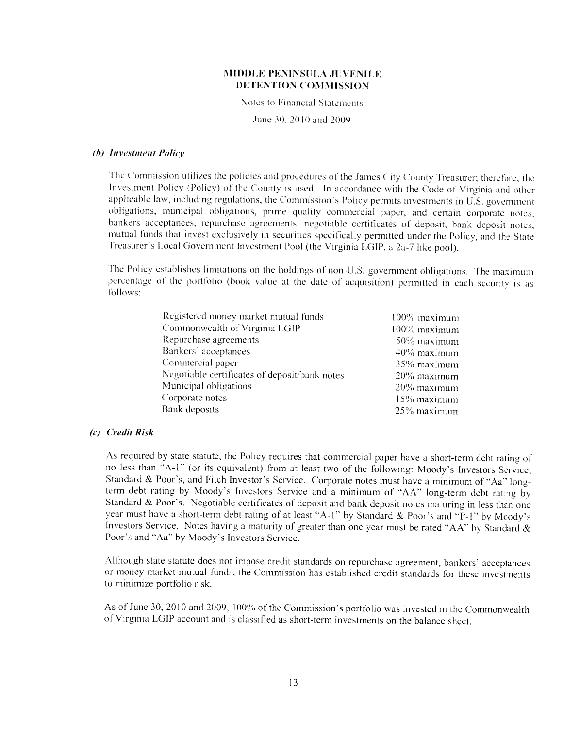### *(b) Investment Policy*

The Commission utilizes the policies and procedures of the James City County Treasurer; therefore, the Investment Policy (Policy) of the County is used. In accordance with the Code of Virginia and other applicable law, including regulations, the Commission's Policy permits investments in U.S. government obligations, municipal obligations, prime quality commercial paper, and certain corporate notes, bankers acceptances, repurchase agreements, negotiable certificates of deposit, bank deposit notes, mutual funds that invest exclusively in securities specifically permitted under the Policy, and the State Treasurer's Local Government Investment Pool (the Virginia LGIP, a 2a-7 like pool).

The Policy establishes limitations on the holdings of non-U.S. government obligations. The maximum percentage of the portfolio (book value at the date of acquisition) permitted in each security is as follows:

| | |
|---|---|
| Registered money market mutual funds | 100% maximum |
| Commonwealth of Virginia LGIP | 100% maximum |
| Repurchase agreements | 50% maximum |
| Bankers' acceptances | 40% maximum |
| Commercial paper | 35% maximum |
| Negotiable certificates of deposit/bank notes | 20% maximum |
| Municipal obligations | 20% maximum |
| Corporate notes | 15% maximum |
| Bank deposits | 25% maximum |

### *(c) Credit Risk*

As required by state statute, the Policy requires that commercial paper have a short-term debt rating of no less than "A-1" (or its equivalent) from at least two of the following: Moody's Investors Service, Standard & Poor's, and Fitch Investor's Service. Corporate notes must have a minimum of "Aa" long-term debt rating by Moody's Investors Service and a minimum of "AA" long-term debt rating by Standard & Poor's. Negotiable certificates of deposit and bank deposit notes maturing in less than one year must have a short-term debt rating of at least "A-1" by Standard & Poor's and "P-1" by Moody's Investors Service. Notes having a maturity of greater than one year must be rated "AA" by Standard & Poor's and "Aa" by Moody's Investors Service.

Although state statute does not impose credit standards on repurchase agreement, bankers' acceptances or money market mutual funds, the Commission has established credit standards for these investments to minimize portfolio risk.

As of June 30, 2010 and 2009, 100% of the Commission's portfolio was invested in the Commonwealth of Virginia LGIP account and is classified as short-term investments on the balance sheet.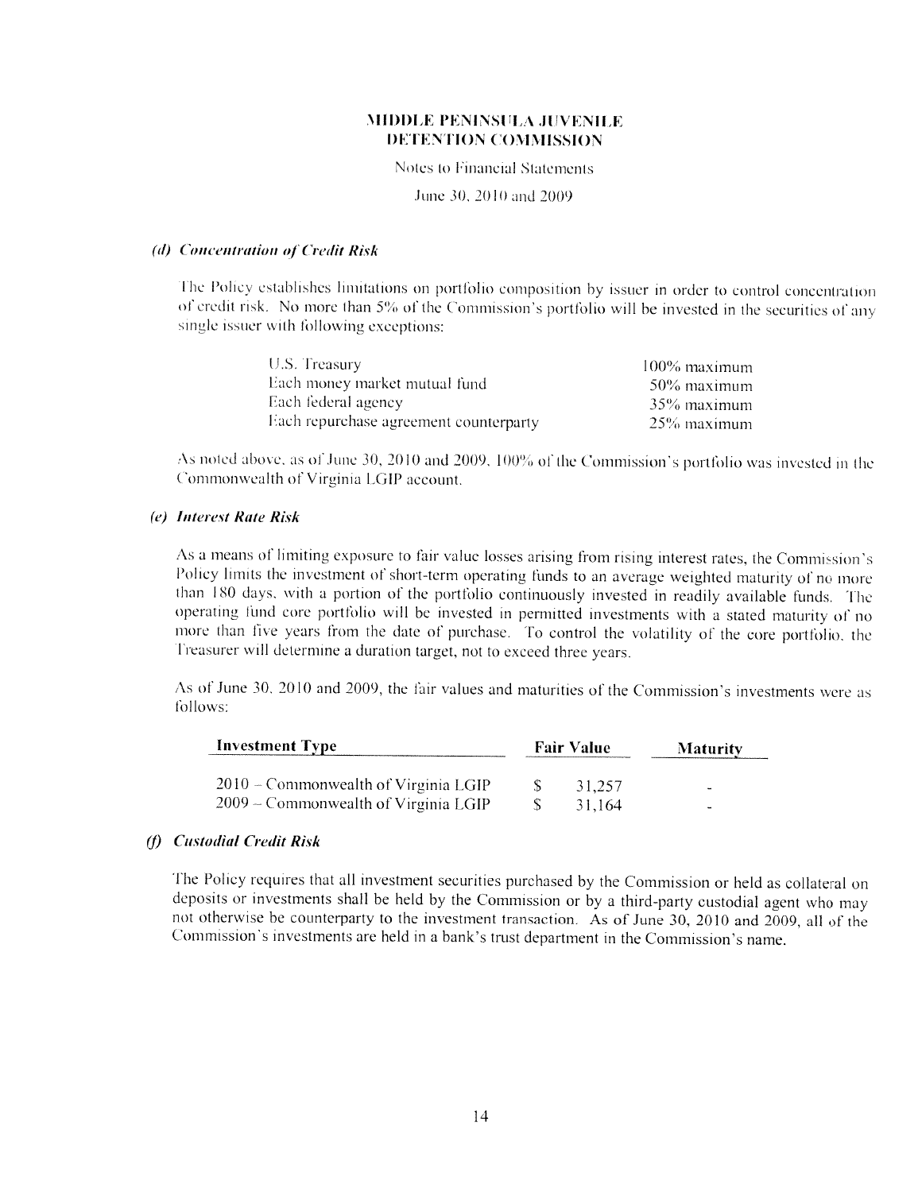# MIDDLE PENINSULA JUVENILE DETENTION COMMISSION

Notes to Financial Statements

June 30, 2010 and 2009

### *(d) Concentration of Credit Risk*

The Policy establishes limitations on portfolio composition by issuer in order to control concentration of credit risk. No more than 5% of the Commission's portfolio will be invested in the securities of any single issuer with following exceptions:

| | |
|---|---|
| U.S. Treasury | 100% maximum |
| Each money market mutual fund | 50% maximum |
| Each federal agency | 35% maximum |
| Each repurchase agreement counterparty | 25% maximum |

As noted above, as of June 30, 2010 and 2009, 100% of the Commission's portfolio was invested in the Commonwealth of Virginia LGIP account.

### *(e) Interest Rate Risk*

As a means of limiting exposure to fair value losses arising from rising interest rates, the Commission's Policy limits the investment of short-term operating funds to an average weighted maturity of no more than 180 days, with a portion of the portfolio continuously invested in readily available funds. The operating fund core portfolio will be invested in permitted investments with a stated maturity of no more than five years from the date of purchase. To control the volatility of the core portfolio, the Treasurer will determine a duration target, not to exceed three years.

As of June 30, 2010 and 2009, the fair values and maturities of the Commission's investments were as follows:

| Investment Type | Fair Value | Maturity |
|---|---|---|
| 2010 – Commonwealth of Virginia LGIP | $ 31,257 | - |
| 2009 – Commonwealth of Virginia LGIP | $ 31,164 | - |

### *(f) Custodial Credit Risk*

The Policy requires that all investment securities purchased by the Commission or held as collateral on deposits or investments shall be held by the Commission or by a third-party custodial agent who may not otherwise be counterparty to the investment transaction. As of June 30, 2010 and 2009, all of the Commission's investments are held in a bank's trust department in the Commission's name.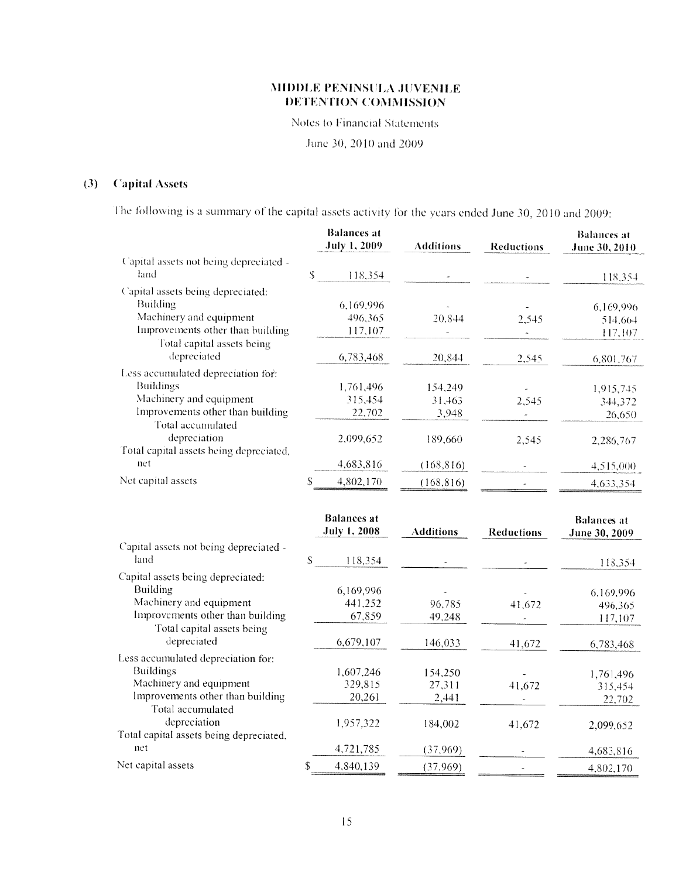# MIDDLE PENINSULA JUVENILE DETENTION COMMISSION

Notes to Financial Statements

June 30, 2010 and 2009

## (3) Capital Assets

The following is a summary of the capital assets activity for the years ended June 30, 2010 and 2009:

| | Balances at July 1, 2009 | Additions | Reductions | Balances at June 30, 2010 |
|---|---|---|---|---|
| Capital assets not being depreciated - land | $ 118,354 | - | - | 118,354 |
| Capital assets being depreciated: | | | | |
| Building | 6,169,996 | - | - | 6,169,996 |
| Machinery and equipment | 496,365 | 20,844 | 2,545 | 514,664 |
| Improvements other than building | 117,107 | - | - | 117,107 |
| Total capital assets being depreciated | 6,783,468 | 20,844 | 2,545 | 6,801,767 |
| Less accumulated depreciation for: | | | | |
| Buildings | 1,761,496 | 154,249 | - | 1,915,745 |
| Machinery and equipment | 315,454 | 31,463 | 2,545 | 344,372 |
| Improvements other than building | 22,702 | 3,948 | - | 26,650 |
| Total accumulated depreciation | 2,099,652 | 189,660 | 2,545 | 2,286,767 |
| Total capital assets being depreciated, net | 4,683,816 | (168,816) | - | 4,515,000 |
| Net capital assets | $ 4,802,170 | (168,816) | - | 4,633,354 |

| | Balances at July 1, 2008 | Additions | Reductions | Balances at June 30, 2009 |
|---|---|---|---|---|
| Capital assets not being depreciated - land | $ 118,354 | - | - | 118,354 |
| Capital assets being depreciated: | | | | |
| Building | 6,169,996 | - | - | 6,169,996 |
| Machinery and equipment | 441,252 | 96,785 | 41,672 | 496,365 |
| Improvements other than building | 67,859 | 49,248 | - | 117,107 |
| Total capital assets being depreciated | 6,679,107 | 146,033 | 41,672 | 6,783,468 |
| Less accumulated depreciation for: | | | | |
| Buildings | 1,607,246 | 154,250 | - | 1,761,496 |
| Machinery and equipment | 329,815 | 27,311 | 41,672 | 315,454 |
| Improvements other than building | 20,261 | 2,441 | - | 22,702 |
| Total accumulated depreciation | 1,957,322 | 184,002 | 41,672 | 2,099,652 |
| Total capital assets being depreciated, net | 4,721,785 | (37,969) | - | 4,683,816 |
| Net capital assets | $ 4,840,139 | (37,969) | - | 4,802,170 |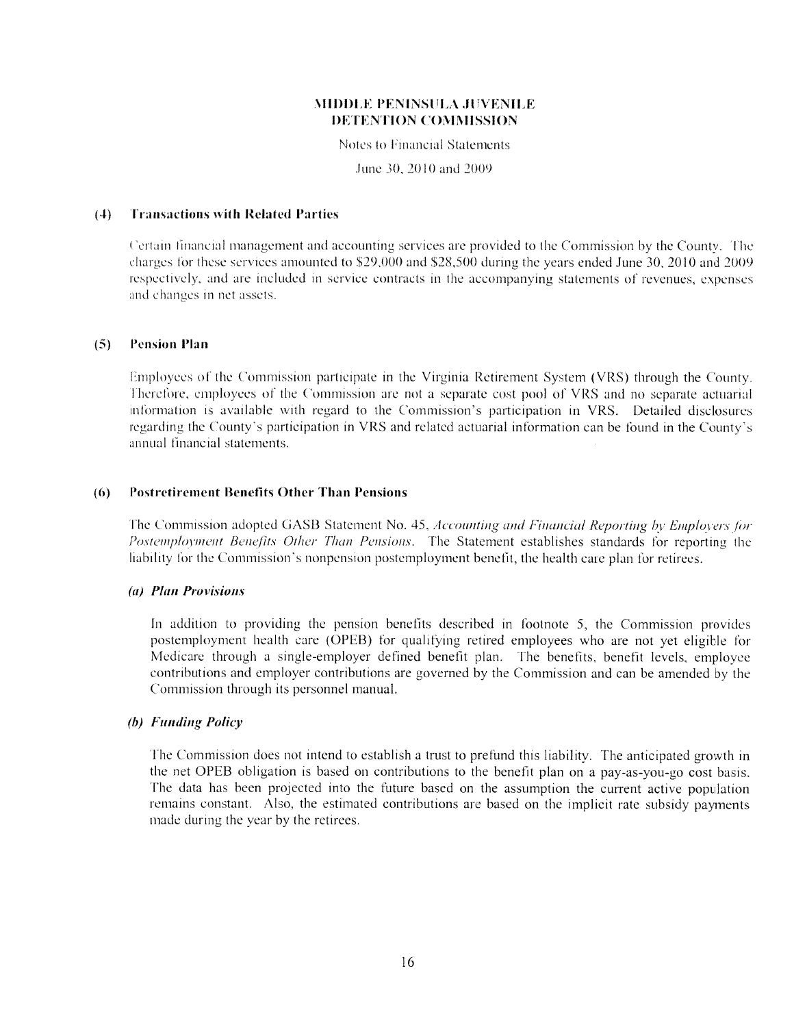**MIDDLE PENINSULA JUVENILE DETENTION COMMISSION**

Notes to Financial Statements

June 30, 2010 and 2009

## (4) Transactions with Related Parties

Certain financial management and accounting services are provided to the Commission by the County. The charges for these services amounted to $29,000 and $28,500 during the years ended June 30, 2010 and 2009 respectively, and are included in service contracts in the accompanying statements of revenues, expenses and changes in net assets.

## (5) Pension Plan

Employees of the Commission participate in the Virginia Retirement System (VRS) through the County. Therefore, employees of the Commission are not a separate cost pool of VRS and no separate actuarial information is available with regard to the Commission's participation in VRS. Detailed disclosures regarding the County's participation in VRS and related actuarial information can be found in the County's annual financial statements.

## (6) Postretirement Benefits Other Than Pensions

The Commission adopted GASB Statement No. 45, *Accounting and Financial Reporting by Employers for Postemployment Benefits Other Than Pensions*. The Statement establishes standards for reporting the liability for the Commission's nonpension postemployment benefit, the health care plan for retirees.

### *(a) Plan Provisions*

In addition to providing the pension benefits described in footnote 5, the Commission provides postemployment health care (OPEB) for qualifying retired employees who are not yet eligible for Medicare through a single-employer defined benefit plan. The benefits, benefit levels, employee contributions and employer contributions are governed by the Commission and can be amended by the Commission through its personnel manual.

### *(b) Funding Policy*

The Commission does not intend to establish a trust to prefund this liability. The anticipated growth in the net OPEB obligation is based on contributions to the benefit plan on a pay-as-you-go cost basis. The data has been projected into the future based on the assumption the current active population remains constant. Also, the estimated contributions are based on the implicit rate subsidy payments made during the year by the retirees.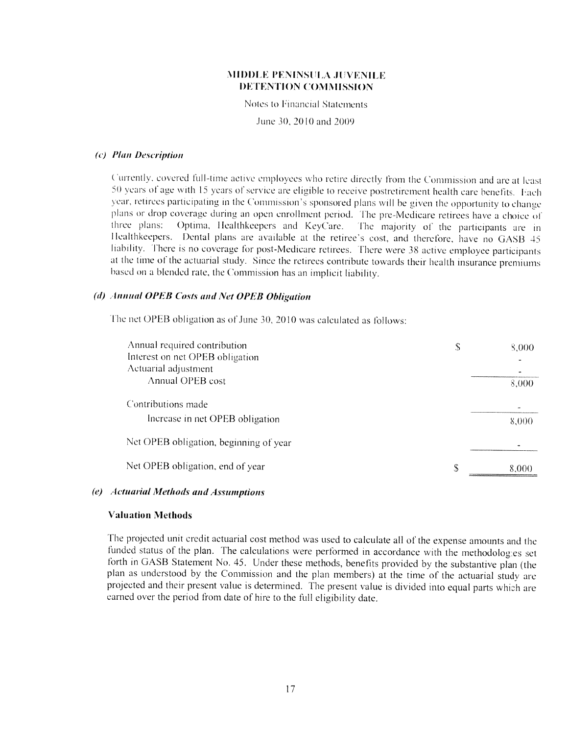# MIDDLE PENINSULA JUVENILE DETENTION COMMISSION

Notes to Financial Statements

June 30, 2010 and 2009

### *(c) Plan Description*

Currently, covered full-time active employees who retire directly from the Commission and are at least 50 years of age with 15 years of service are eligible to receive postretirement health care benefits. Each year, retirees participating in the Commission's sponsored plans will be given the opportunity to change plans or drop coverage during an open enrollment period. The pre-Medicare retirees have a choice of three plans: Optima, Healthkeepers and KeyCare. The majority of the participants are in Healthkeepers. Dental plans are available at the retiree's cost, and therefore, have no GASB 45 liability. There is no coverage for post-Medicare retirees. There were 38 active employee participants at the time of the actuarial study. Since the retirees contribute towards their health insurance premiums based on a blended rate, the Commission has an implicit liability.

### *(d) Annual OPEB Costs and Net OPEB Obligation*

The net OPEB obligation as of June 30, 2010 was calculated as follows:

| | |
|---|---|
| Annual required contribution | $ 8,000 |
| Interest on net OPEB obligation | - |
| Actuarial adjustment | - |
| Annual OPEB cost | 8,000 |
| Contributions made | - |
| Increase in net OPEB obligation | 8,000 |
| Net OPEB obligation, beginning of year | - |
| Net OPEB obligation, end of year | $ 8,000 |

### *(e) Actuarial Methods and Assumptions*

**Valuation Methods**

The projected unit credit actuarial cost method was used to calculate all of the expense amounts and the funded status of the plan. The calculations were performed in accordance with the methodologies set forth in GASB Statement No. 45. Under these methods, benefits provided by the substantive plan (the plan as understood by the Commission and the plan members) at the time of the actuarial study are projected and their present value is determined. The present value is divided into equal parts which are earned over the period from date of hire to the full eligibility date.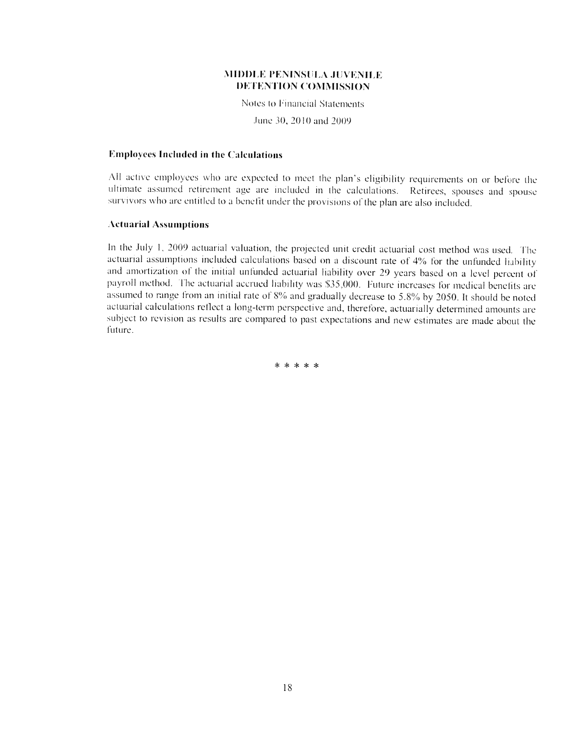## Employees Included in the Calculations

All active employees who are expected to meet the plan's eligibility requirements on or before the ultimate assumed retirement age are included in the calculations. Retirees, spouses and spouse survivors who are entitled to a benefit under the provisions of the plan are also included.

## Actuarial Assumptions

In the July 1, 2009 actuarial valuation, the projected unit credit actuarial cost method was used. The actuarial assumptions included calculations based on a discount rate of 4% for the unfunded liability and amortization of the initial unfunded actuarial liability over 29 years based on a level percent of payroll method. The actuarial accrued liability was $35,000. Future increases for medical benefits are assumed to range from an initial rate of 8% and gradually decrease to 5.8% by 2050. It should be noted actuarial calculations reflect a long-term perspective and, therefore, actuarially determined amounts are subject to revision as results are compared to past expectations and new estimates are made about the future.

\* \* \* \* \*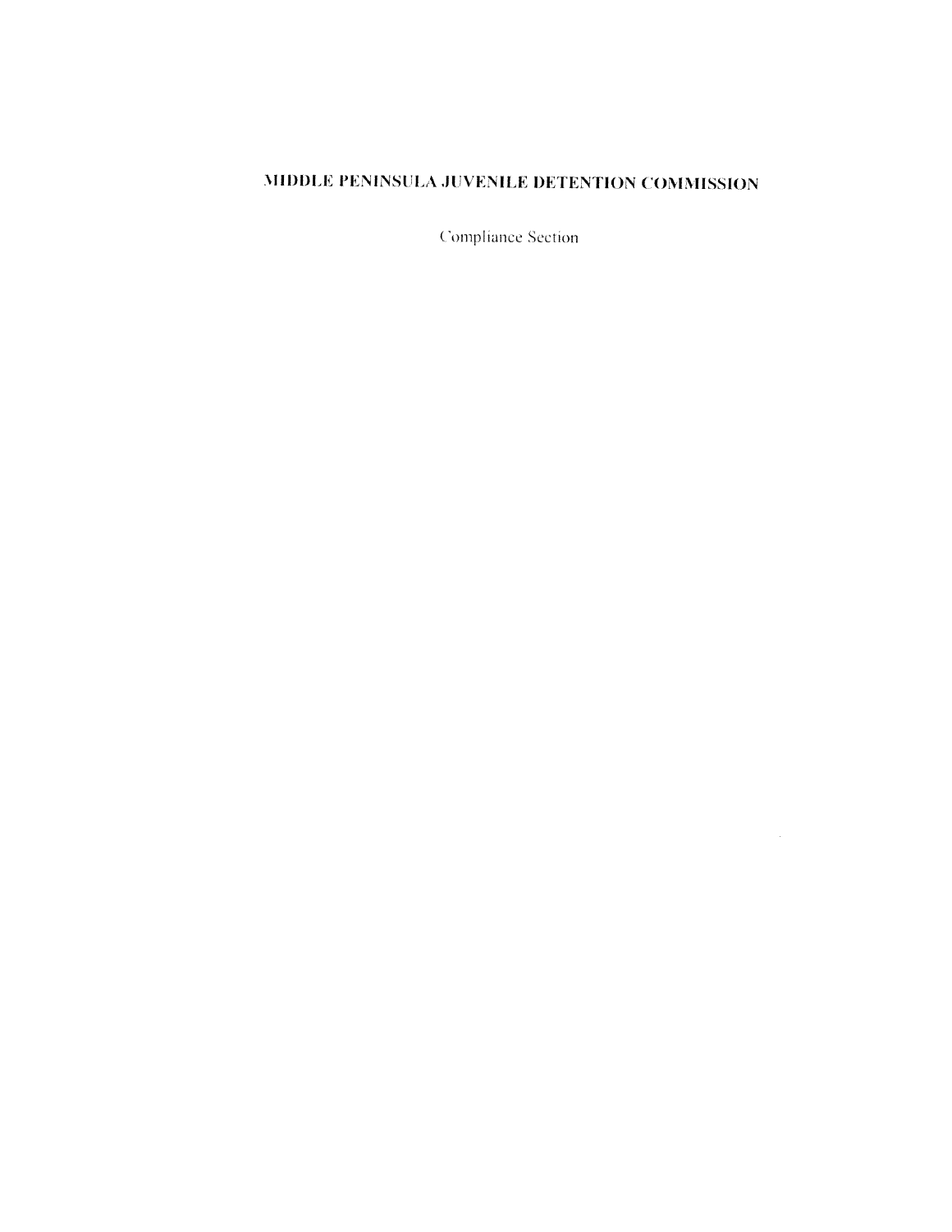# MIDDLE PENINSULA JUVENILE DETENTION COMMISSION

Compliance Section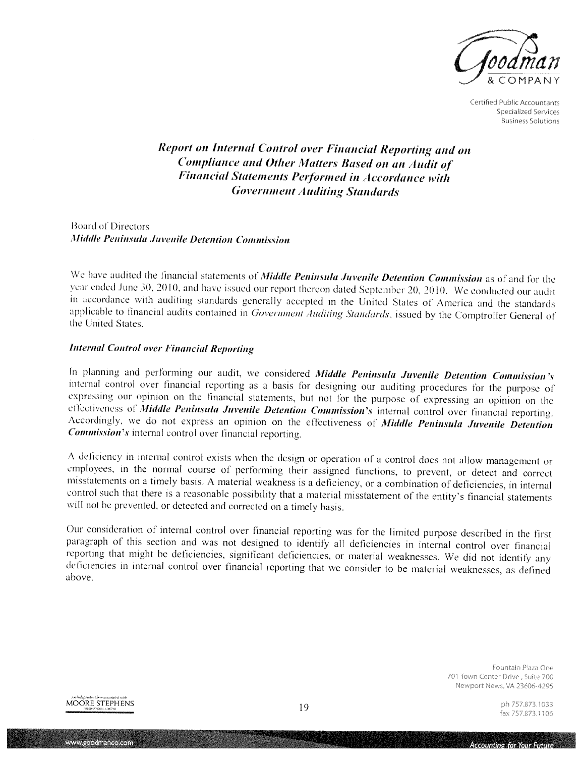Goodman & COMPANY

Certified Public Accountants
Specialized Services
Business Solutions

## *Report on Internal Control over Financial Reporting and on Compliance and Other Matters Based on an Audit of Financial Statements Performed in Accordance with Government Auditing Standards*

Board of Directors
*Middle Peninsula Juvenile Detention Commission*

We have audited the financial statements of ***Middle Peninsula Juvenile Detention Commission*** as of and for the year ended June 30, 2010, and have issued our report thereon dated September 20, 2010. We conducted our audit in accordance with auditing standards generally accepted in the United States of America and the standards applicable to financial audits contained in *Government Auditing Standards*, issued by the Comptroller General of the United States.

### *Internal Control over Financial Reporting*

In planning and performing our audit, we considered ***Middle Peninsula Juvenile Detention Commission's*** internal control over financial reporting as a basis for designing our auditing procedures for the purpose of expressing our opinion on the financial statements, but not for the purpose of expressing an opinion on the effectiveness of ***Middle Peninsula Juvenile Detention Commission's*** internal control over financial reporting. Accordingly, we do not express an opinion on the effectiveness of ***Middle Peninsula Juvenile Detention Commission's*** internal control over financial reporting.

A deficiency in internal control exists when the design or operation of a control does not allow management or employees, in the normal course of performing their assigned functions, to prevent, or detect and correct misstatements on a timely basis. A material weakness is a deficiency, or a combination of deficiencies, in internal control such that there is a reasonable possibility that a material misstatement of the entity's financial statements will not be prevented, or detected and corrected on a timely basis.

Our consideration of internal control over financial reporting was for the limited purpose described in the first paragraph of this section and was not designed to identify all deficiencies in internal control over financial reporting that might be deficiencies, significant deficiencies, or material weaknesses. We did not identify any deficiencies in internal control over financial reporting that we consider to be material weaknesses, as defined above.

An independent firm associated with MOORE STEPHENS INTERNATIONAL LIMITED

Fountain Plaza One
701 Town Center Drive, Suite 700
Newport News, VA 23606-4295
ph 757.873.1033
fax 757.873.1106

www.goodmanco.com

Accounting for Your Future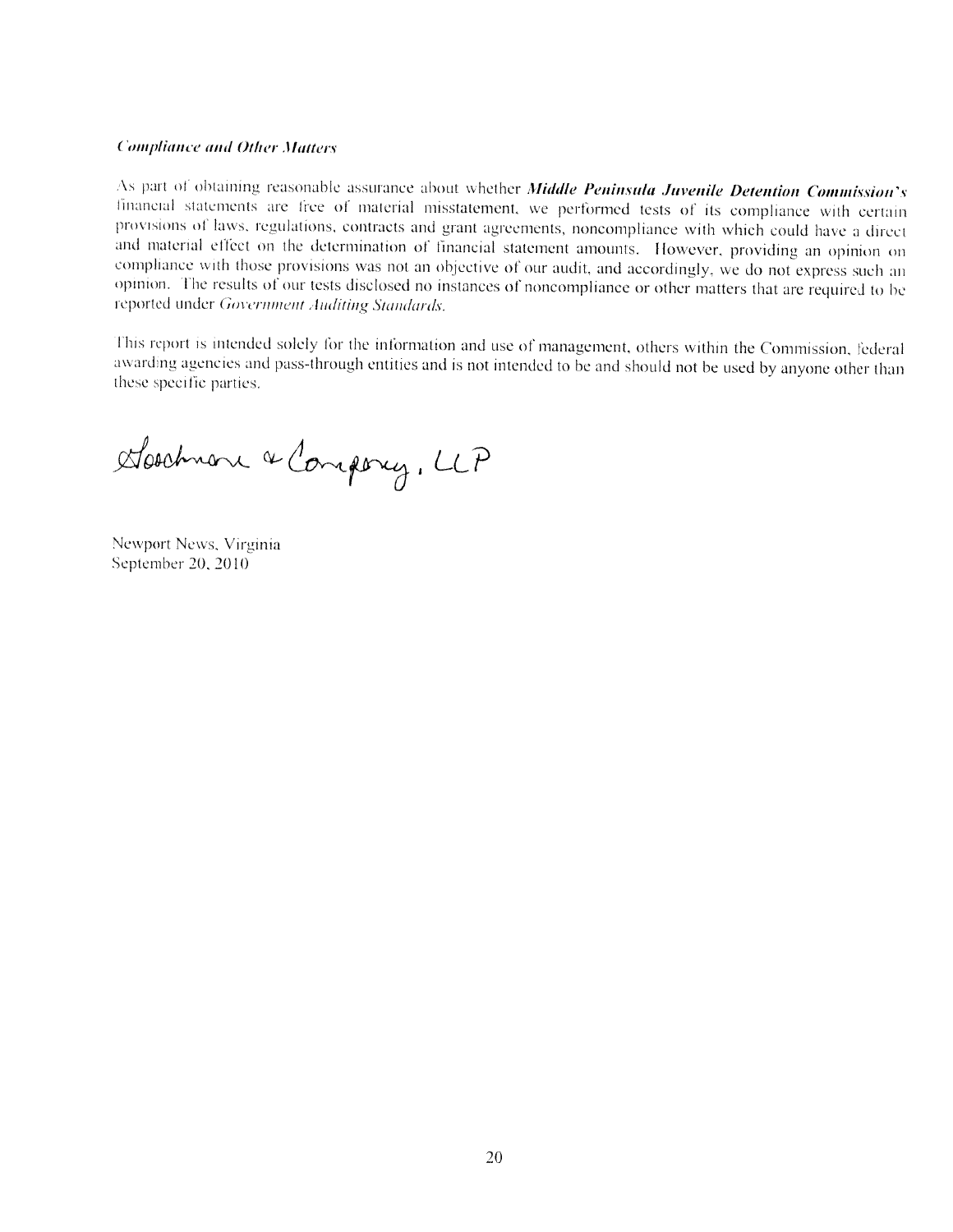#### *Compliance and Other Matters*

As part of obtaining reasonable assurance about whether ***Middle Peninsula Juvenile Detention Commission's*** financial statements are free of material misstatement, we performed tests of its compliance with certain provisions of laws, regulations, contracts and grant agreements, noncompliance with which could have a direct and material effect on the determination of financial statement amounts. However, providing an opinion on compliance with those provisions was not an objective of our audit, and accordingly, we do not express such an opinion. The results of our tests disclosed no instances of noncompliance or other matters that are required to be reported under *Government Auditing Standards*.

This report is intended solely for the information and use of management, others within the Commission, federal awarding agencies and pass-through entities and is not intended to be and should not be used by anyone other than these specific parties.

Goodman & Company, LLP

Newport News, Virginia
September 20, 2010